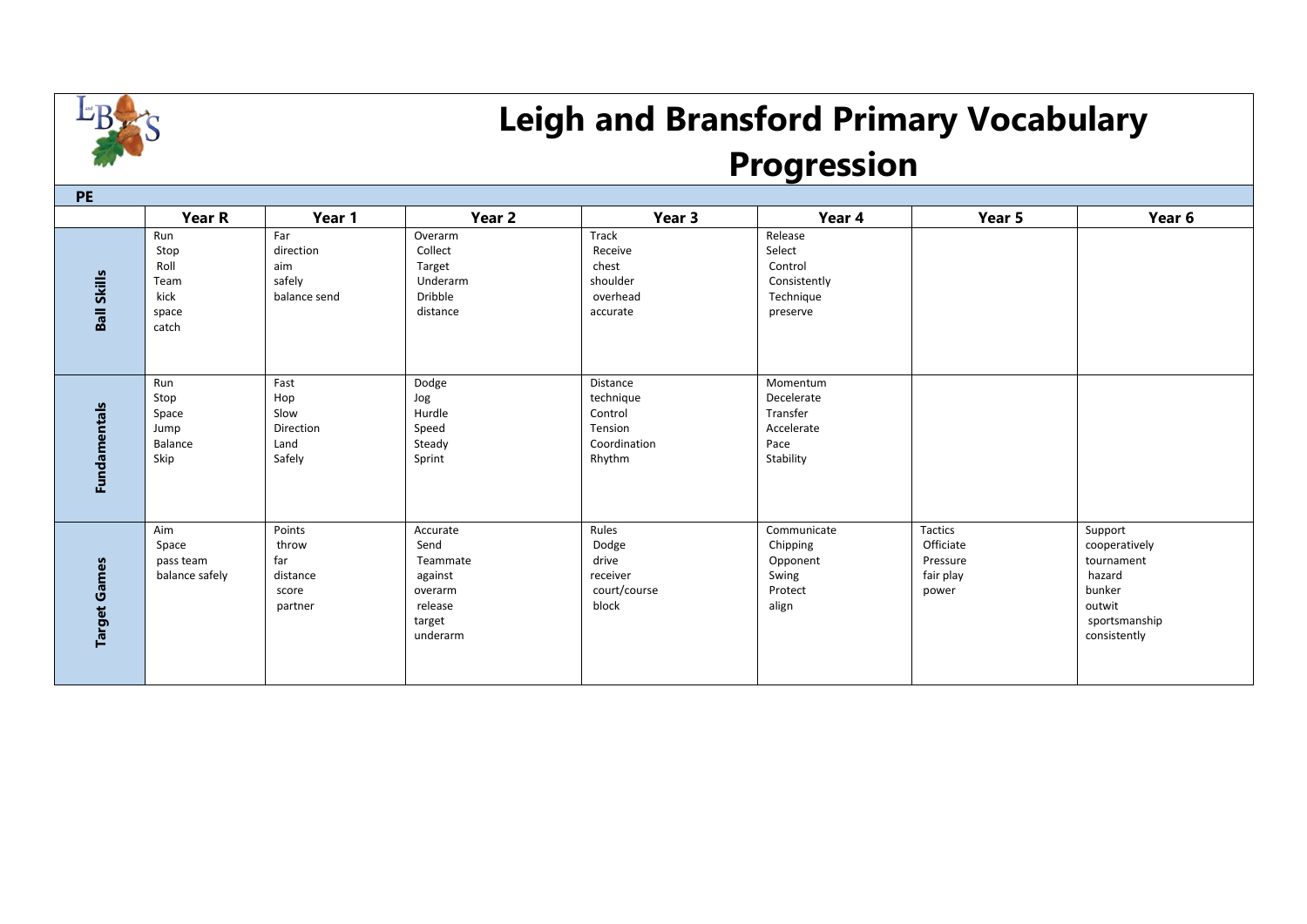# Leigh and Bransford Primary Vocabulary Progression

**PE**

| | Year R | Year 1 | Year 2 | Year 3 | Year 4 | Year 5 | Year 6 |
|---|---|---|---|---|---|---|---|
| **Ball Skills** | Run<br>Stop<br>Roll<br>Team<br>kick<br>space<br>catch | Far<br>direction<br>aim<br>safely<br>balance send | Overarm<br>Collect<br>Target<br>Underarm<br>Dribble<br>distance | Track<br>Receive<br>chest<br>shoulder<br>overhead<br>accurate | Release<br>Select<br>Control<br>Consistently<br>Technique<br>preserve | | |
| **Fundamentals** | Run<br>Stop<br>Space<br>Jump<br>Balance<br>Skip | Fast<br>Hop<br>Slow<br>Direction<br>Land<br>Safely | Dodge<br>Jog<br>Hurdle<br>Speed<br>Steady<br>Sprint | Distance<br>technique<br>Control<br>Tension<br>Coordination<br>Rhythm | Momentum<br>Decelerate<br>Transfer<br>Accelerate<br>Pace<br>Stability | | |
| **Target Games** | Aim<br>Space<br>pass team<br>balance safely | Points<br>throw<br>far<br>distance<br>score<br>partner | Accurate<br>Send<br>Teammate<br>against<br>overarm<br>release<br>target<br>underarm | Rules<br>Dodge<br>drive<br>receiver<br>court/course<br>block | Communicate<br>Chipping<br>Opponent<br>Swing<br>Protect<br>align | Tactics<br>Officiate<br>Pressure<br>fair play<br>power | Support<br>cooperatively<br>tournament<br>hazard<br>bunker<br>outwit<br>sportsmanship<br>consistently |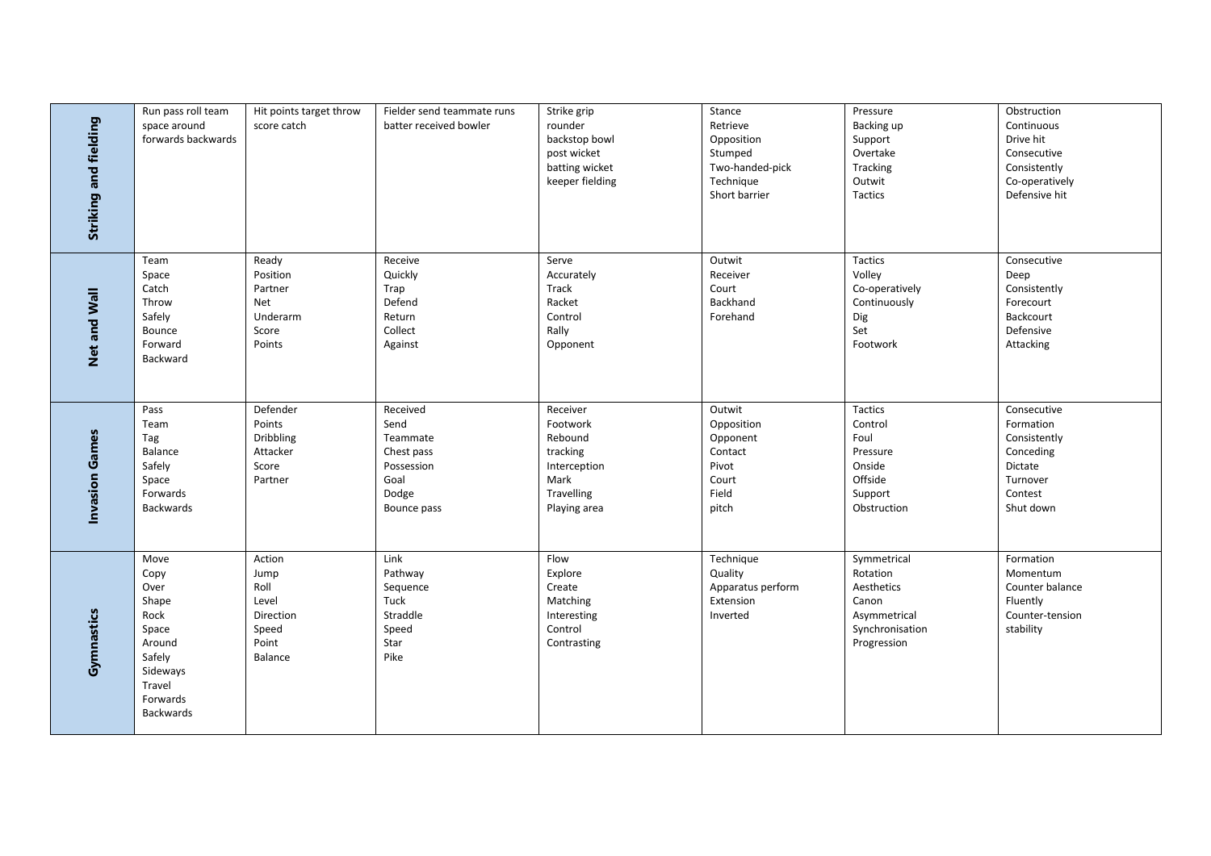| | | | | | | | |
|---|---|---|---|---|---|---|---|
| **Striking and fielding** | Run pass roll team space around forwards backwards | Hit points target throw score catch | Fielder send teammate runs batter received bowler | Strike grip<br>rounder<br>backstop bowl<br>post wicket<br>batting wicket<br>keeper fielding | Stance<br>Retrieve<br>Opposition<br>Stumped<br>Two-handed-pick<br>Technique<br>Short barrier | Pressure<br>Backing up<br>Support<br>Overtake<br>Tracking<br>Outwit<br>Tactics | Obstruction<br>Continuous<br>Drive hit<br>Consecutive<br>Consistently<br>Co-operatively<br>Defensive hit |
| **Net and Wall** | Team<br>Space<br>Catch<br>Throw<br>Safely<br>Bounce<br>Forward<br>Backward | Ready<br>Position<br>Partner<br>Net<br>Underarm<br>Score<br>Points | Receive<br>Quickly<br>Trap<br>Defend<br>Return<br>Collect<br>Against | Serve<br>Accurately<br>Track<br>Racket<br>Control<br>Rally<br>Opponent | Outwit<br>Receiver<br>Court<br>Backhand<br>Forehand | Tactics<br>Volley<br>Co-operatively<br>Continuously<br>Dig<br>Set<br>Footwork | Consecutive<br>Deep<br>Consistently<br>Forecourt<br>Backcourt<br>Defensive<br>Attacking |
| **Invasion Games** | Pass<br>Team<br>Tag<br>Balance<br>Safely<br>Space<br>Forwards<br>Backwards | Defender<br>Points<br>Dribbling<br>Attacker<br>Score<br>Partner | Received<br>Send<br>Teammate<br>Chest pass<br>Possession<br>Goal<br>Dodge<br>Bounce pass | Receiver<br>Footwork<br>Rebound<br>tracking<br>Interception<br>Mark<br>Travelling<br>Playing area | Outwit<br>Opposition<br>Opponent<br>Contact<br>Pivot<br>Court<br>Field<br>pitch | Tactics<br>Control<br>Foul<br>Pressure<br>Onside<br>Offside<br>Support<br>Obstruction | Consecutive<br>Formation<br>Consistently<br>Conceding<br>Dictate<br>Turnover<br>Contest<br>Shut down |
| **Gymnastics** | Move<br>Copy<br>Over<br>Shape<br>Rock<br>Space<br>Around<br>Safely<br>Sideways<br>Travel<br>Forwards<br>Backwards | Action<br>Jump<br>Roll<br>Level<br>Direction<br>Speed<br>Point<br>Balance | Link<br>Pathway<br>Sequence<br>Tuck<br>Straddle<br>Speed<br>Star<br>Pike | Flow<br>Explore<br>Create<br>Matching<br>Interesting<br>Control<br>Contrasting | Technique<br>Quality<br>Apparatus perform<br>Extension<br>Inverted | Symmetrical<br>Rotation<br>Aesthetics<br>Canon<br>Asymmetrical<br>Synchronisation<br>Progression | Formation<br>Momentum<br>Counter balance<br>Fluently<br>Counter-tension<br>stability |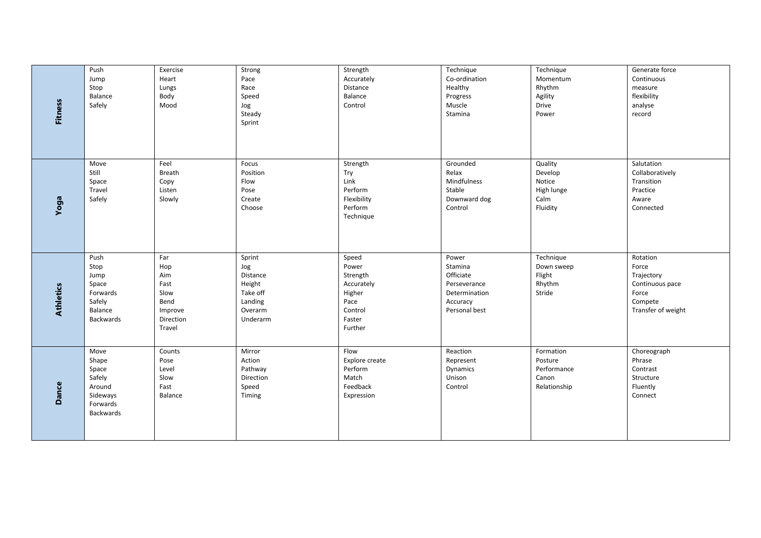| | | | | | | | |
|---|---|---|---|---|---|---|---|
| **Fitness** | Push<br>Jump<br>Stop<br>Balance<br>Safely | Exercise<br>Heart<br>Lungs<br>Body<br>Mood | Strong<br>Pace<br>Race<br>Speed<br>Jog<br>Steady<br>Sprint | Strength<br>Accurately<br>Distance<br>Balance<br>Control | Technique<br>Co-ordination<br>Healthy<br>Progress<br>Muscle<br>Stamina | Technique<br>Momentum<br>Rhythm<br>Agility<br>Drive<br>Power | Generate force<br>Continuous<br>measure<br>flexibility<br>analyse<br>record |
| **Yoga** | Move<br>Still<br>Space<br>Travel<br>Safely | Feel<br>Breath<br>Copy<br>Listen<br>Slowly | Focus<br>Position<br>Flow<br>Pose<br>Create<br>Choose | Strength<br>Try<br>Link<br>Perform<br>Flexibility<br>Perform<br>Technique | Grounded<br>Relax<br>Mindfulness<br>Stable<br>Downward dog<br>Control | Quality<br>Develop<br>Notice<br>High lunge<br>Calm<br>Fluidity | Salutation<br>Collaboratively<br>Transition<br>Practice<br>Aware<br>Connected |
| **Athletics** | Push<br>Stop<br>Jump<br>Space<br>Forwards<br>Safely<br>Balance<br>Backwards | Far<br>Hop<br>Aim<br>Fast<br>Slow<br>Bend<br>Improve<br>Direction<br>Travel | Sprint<br>Jog<br>Distance<br>Height<br>Take off<br>Landing<br>Overarm<br>Underarm | Speed<br>Power<br>Strength<br>Accurately<br>Higher<br>Pace<br>Control<br>Faster<br>Further | Power<br>Stamina<br>Officiate<br>Perseverance<br>Determination<br>Accuracy<br>Personal best | Technique<br>Down sweep<br>Flight<br>Rhythm<br>Stride | Rotation<br>Force<br>Trajectory<br>Continuous pace<br>Force<br>Compete<br>Transfer of weight |
| **Dance** | Move<br>Shape<br>Space<br>Safely<br>Around<br>Sideways<br>Forwards<br>Backwards | Counts<br>Pose<br>Level<br>Slow<br>Fast<br>Balance | Mirror<br>Action<br>Pathway<br>Direction<br>Speed<br>Timing | Flow<br>Explore create<br>Perform<br>Match<br>Feedback<br>Expression | Reaction<br>Represent<br>Dynamics<br>Unison<br>Control | Formation<br>Posture<br>Performance<br>Canon<br>Relationship | Choreograph<br>Phrase<br>Contrast<br>Structure<br>Fluently<br>Connect |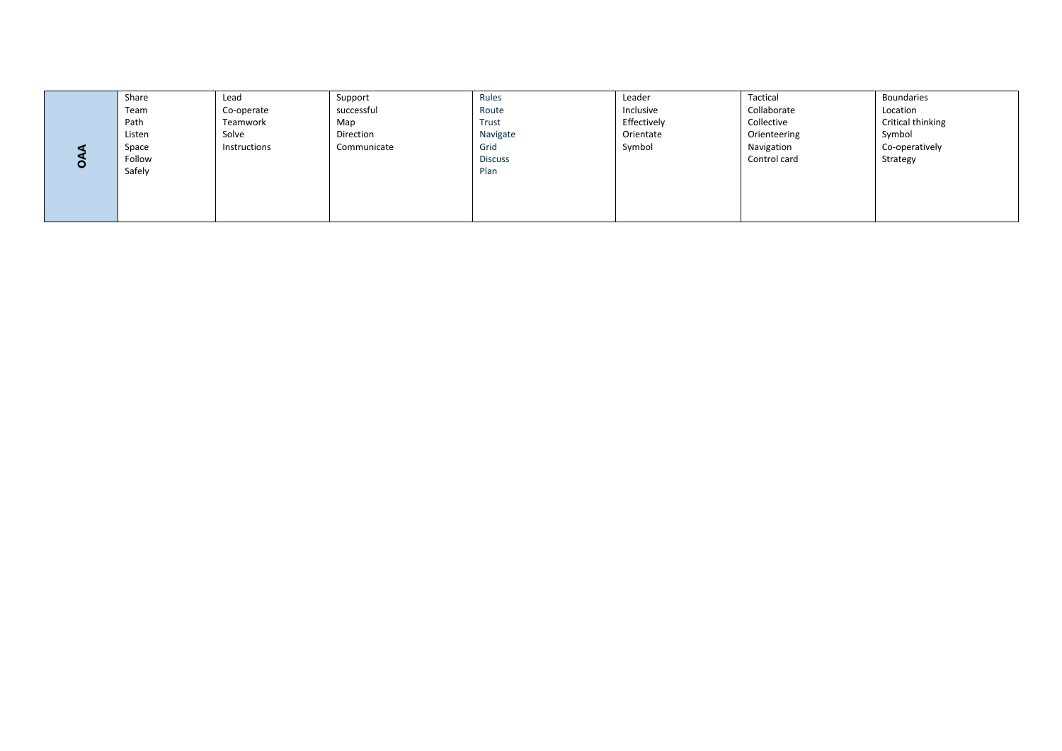| | | | | | | | |
|---|---|---|---|---|---|---|---|
| **OAA** | Share<br>Team<br>Path<br>Listen<br>Space<br>Follow<br>Safely | Lead<br>Co-operate<br>Teamwork<br>Solve<br>Instructions | Support<br>successful<br>Map<br>Direction<br>Communicate | Rules<br>Route<br>Trust<br>Navigate<br>Grid<br>Discuss<br>Plan | Leader<br>Inclusive<br>Effectively<br>Orientate<br>Symbol | Tactical<br>Collaborate<br>Collective<br>Orienteering<br>Navigation<br>Control card | Boundaries<br>Location<br>Critical thinking<br>Symbol<br>Co-operatively<br>Strategy |